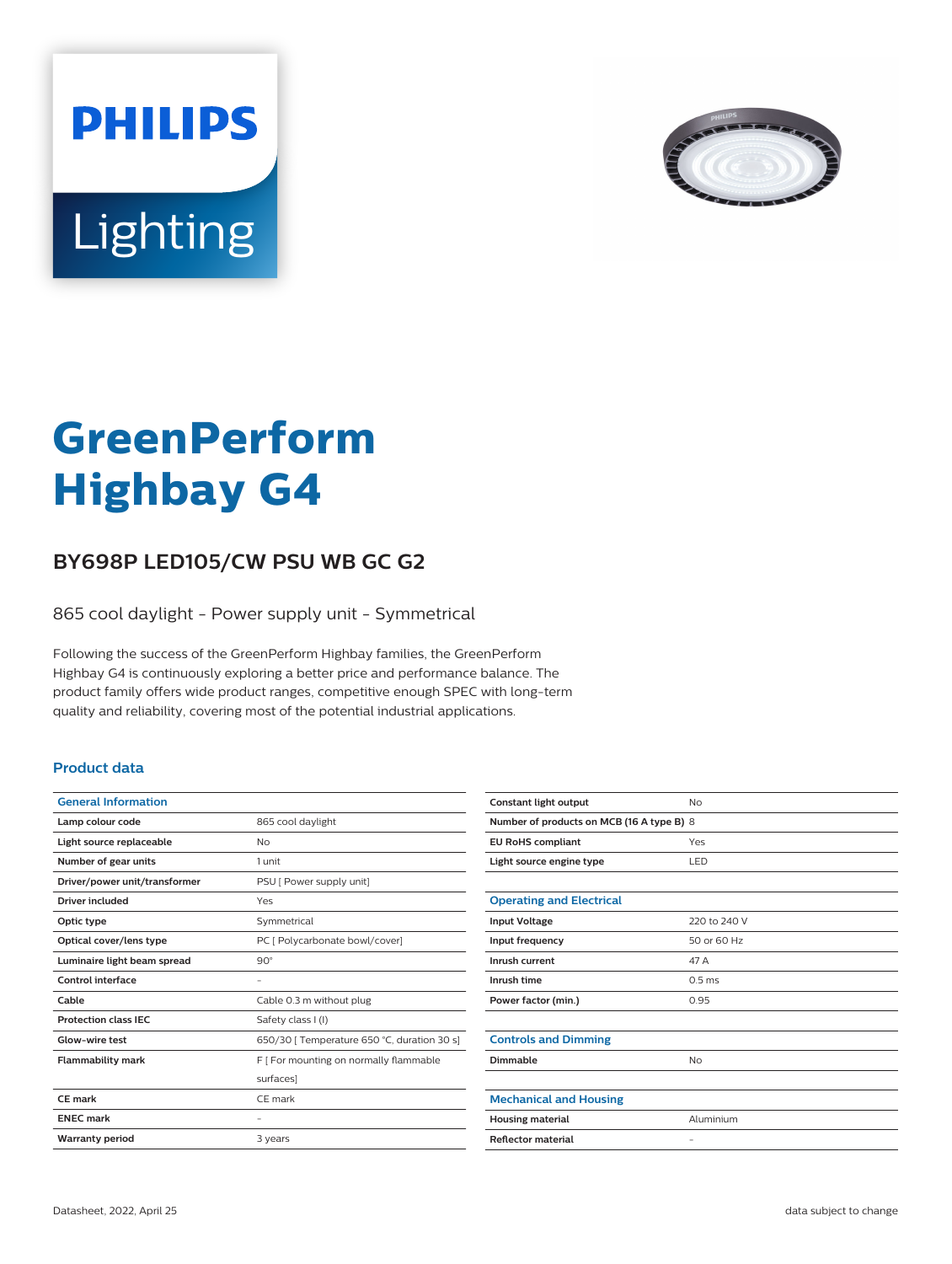# GreenPerform Highbay G4

## BY698P LED105/CW PSU WB GC G2

865 cool daylight - Power supply unit - Symmetrical

Following the success of the GreenPerform Highbay families, the GreenPerform Highbay G4 is continuously exploring a better price and performance balance. The product family offers wide product ranges, competitive enough SPEC with long-term quality and reliability, covering most of the potential industrial applications.

### Product data

| General Information | |
|---|---|
| Lamp colour code | 865 cool daylight |
| Light source replaceable | No |
| Number of gear units | 1 unit |
| Driver/power unit/transformer | PSU [ Power supply unit] |
| Driver included | Yes |
| Optic type | Symmetrical |
| Optical cover/lens type | PC [ Polycarbonate bowl/cover] |
| Luminaire light beam spread | 90° |
| Control interface | - |
| Cable | Cable 0.3 m without plug |
| Protection class IEC | Safety class I (I) |
| Glow-wire test | 650/30 [ Temperature 650 °C, duration 30 s] |
| Flammability mark | F [ For mounting on normally flammable surfaces] |
| CE mark | CE mark |
| ENEC mark | - |
| Warranty period | 3 years |
| Constant light output | No |
| Number of products on MCB (16 A type B) | 8 |
| EU RoHS compliant | Yes |
| Light source engine type | LED |

| Operating and Electrical | |
|---|---|
| Input Voltage | 220 to 240 V |
| Input frequency | 50 or 60 Hz |
| Inrush current | 47 A |
| Inrush time | 0.5 ms |
| Power factor (min.) | 0.95 |

| Controls and Dimming | |
|---|---|
| Dimmable | No |

| Mechanical and Housing | |
|---|---|
| Housing material | Aluminium |
| Reflector material | - |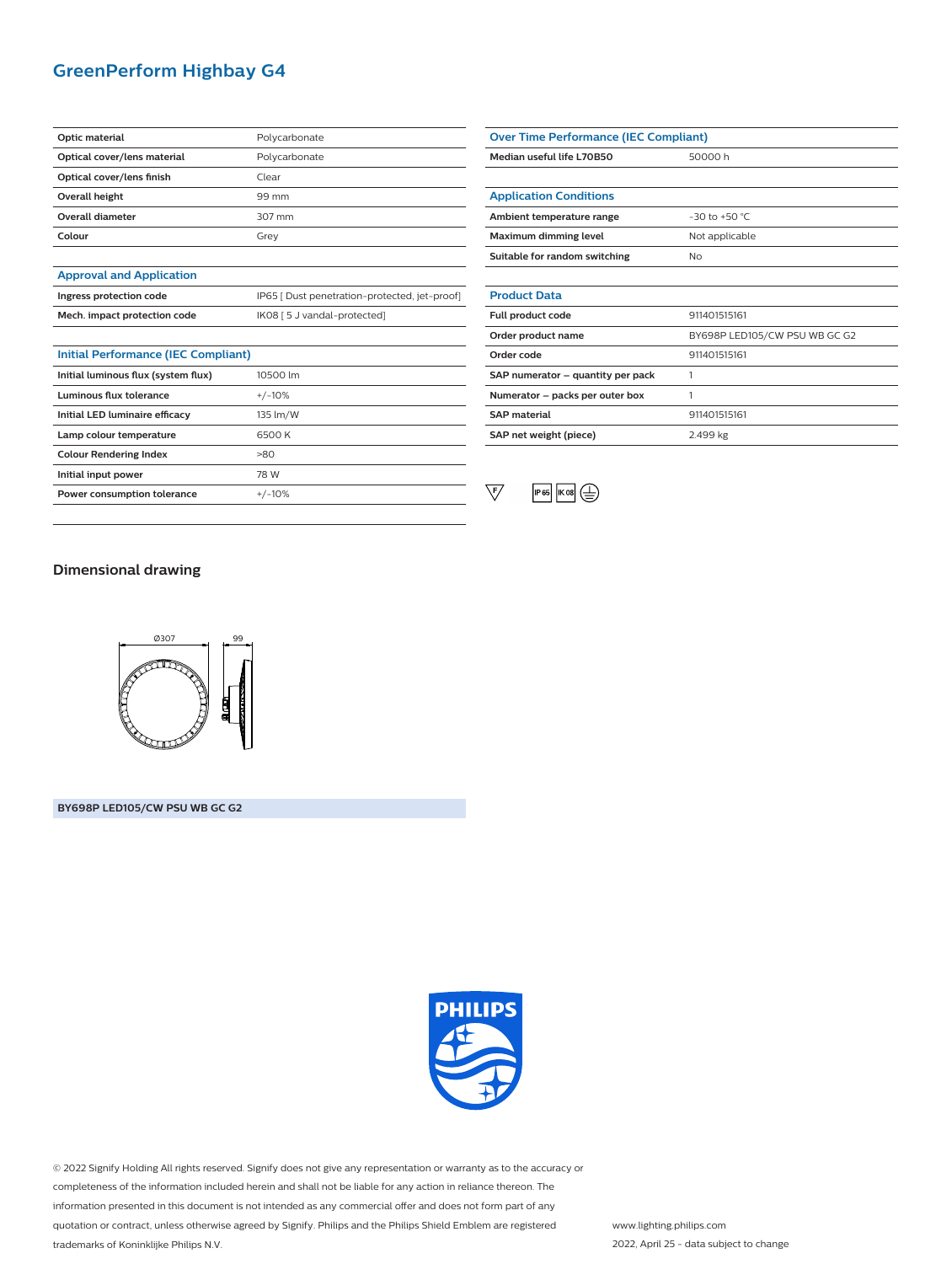# GreenPerform Highbay G4

| | |
|---|---|
| Optic material | Polycarbonate |
| Optical cover/lens material | Polycarbonate |
| Optical cover/lens finish | Clear |
| Overall height | 99 mm |
| Overall diameter | 307 mm |
| Colour | Grey |

### Approval and Application

| | |
|---|---|
| Ingress protection code | IP65 [ Dust penetration-protected, jet-proof] |
| Mech. impact protection code | IK08 [ 5 J vandal-protected] |

### Initial Performance (IEC Compliant)

| | |
|---|---|
| Initial luminous flux (system flux) | 10500 lm |
| Luminous flux tolerance | +/-10% |
| Initial LED luminaire efficacy | 135 lm/W |
| Lamp colour temperature | 6500 K |
| Colour Rendering Index | >80 |
| Initial input power | 78 W |
| Power consumption tolerance | +/-10% |

### Over Time Performance (IEC Compliant)

| | |
|---|---|
| Median useful life L70B50 | 50000 h |

### Application Conditions

| | |
|---|---|
| Ambient temperature range | -30 to +50 °C |
| Maximum dimming level | Not applicable |
| Suitable for random switching | No |

### Product Data

| | |
|---|---|
| Full product code | 911401515161 |
| Order product name | BY698P LED105/CW PSU WB GC G2 |
| Order code | 911401515161 |
| SAP numerator – quantity per pack | 1 |
| Numerator – packs per outer box | 1 |
| SAP material | 911401515161 |
| SAP net weight (piece) | 2.499 kg |

F IP65 IK08

## Dimensional drawing

Ø307

99

**BY698P LED105/CW PSU WB GC G2**

PHILIPS

© 2022 Signify Holding All rights reserved. Signify does not give any representation or warranty as to the accuracy or completeness of the information included herein and shall not be liable for any action in reliance thereon. The information presented in this document is not intended as any commercial offer and does not form part of any quotation or contract, unless otherwise agreed by Signify. Philips and the Philips Shield Emblem are registered trademarks of Koninklijke Philips N.V.

www.lighting.philips.com

2022, April 25 - data subject to change